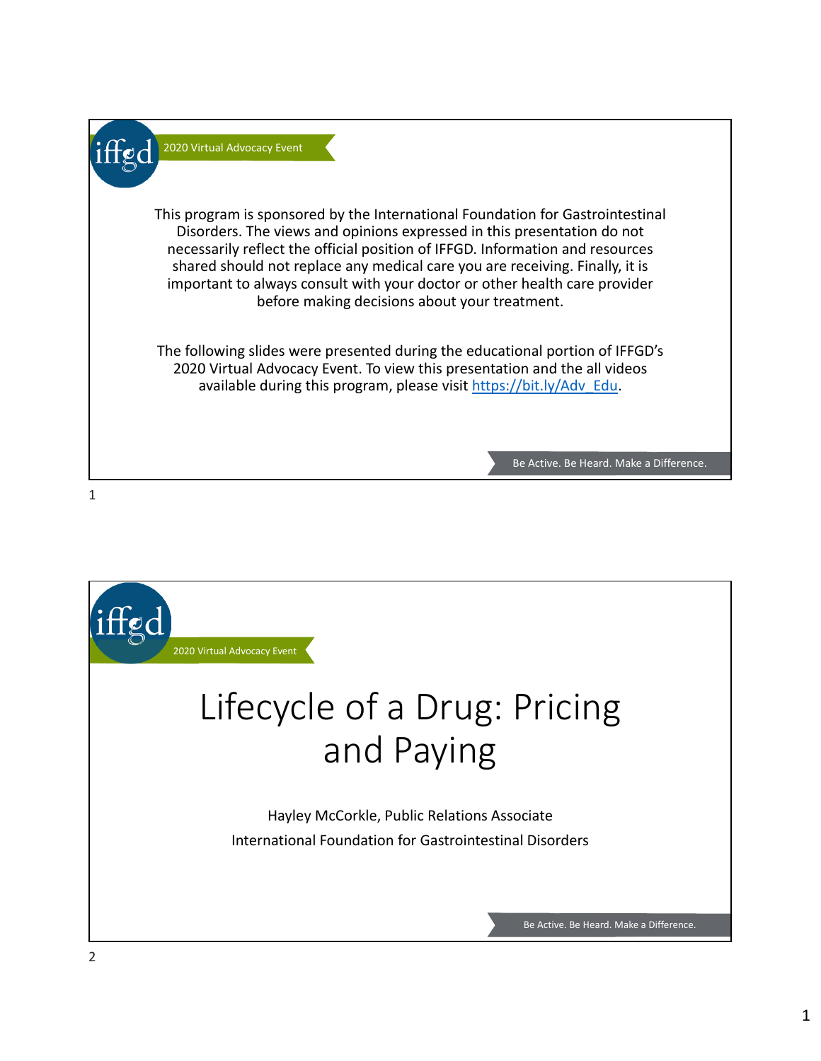2020 Virtual Advocacy Event

This program is sponsored by the International Foundation for Gastrointestinal Disorders. The views and opinions expressed in this presentation do not necessarily reflect the official position of IFFGD. Information and resources shared should not replace any medical care you are receiving. Finally, it is important to always consult with your doctor or other health care provider before making decisions about your treatment.

The following slides were presented during the educational portion of IFFGD's 2020 Virtual Advocacy Event. To view this presentation and the all videos available during this program, please visit https://bit.ly/Adv_Edu.

Be Active. Be Heard. Make a Difference.

---

2020 Virtual Advocacy Event

# Lifecycle of a Drug: Pricing and Paying

Hayley McCorkle, Public Relations Associate

International Foundation for Gastrointestinal Disorders

Be Active. Be Heard. Make a Difference.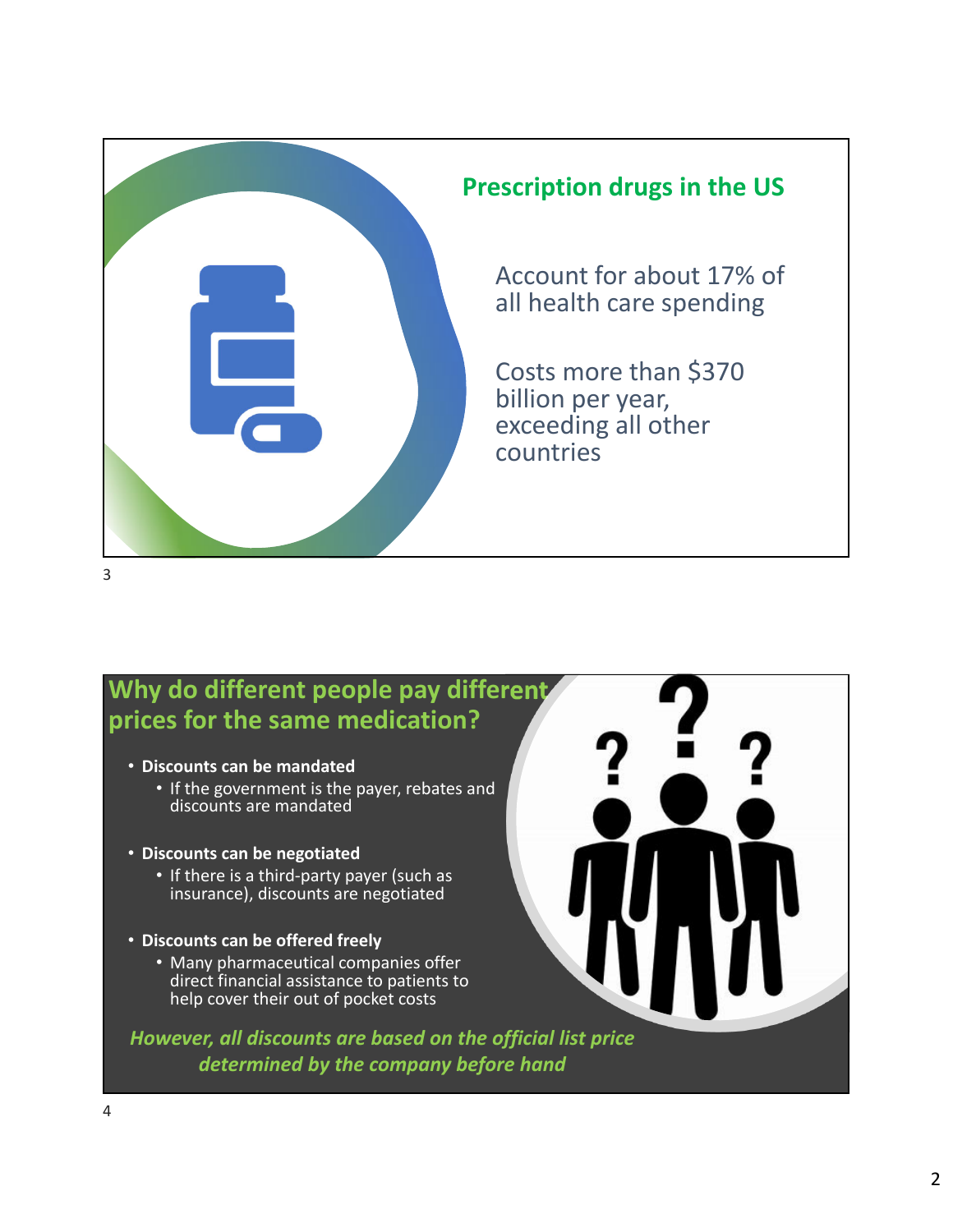## Prescription drugs in the US

Account for about 17% of all health care spending

Costs more than $370 billion per year, exceeding all other countries

## Why do different people pay different prices for the same medication?

- **Discounts can be mandated**
  - If the government is the payer, rebates and discounts are mandated
- **Discounts can be negotiated**
  - If there is a third-party payer (such as insurance), discounts are negotiated
- **Discounts can be offered freely**
  - Many pharmaceutical companies offer direct financial assistance to patients to help cover their out of pocket costs

***However, all discounts are based on the official list price determined by the company before hand***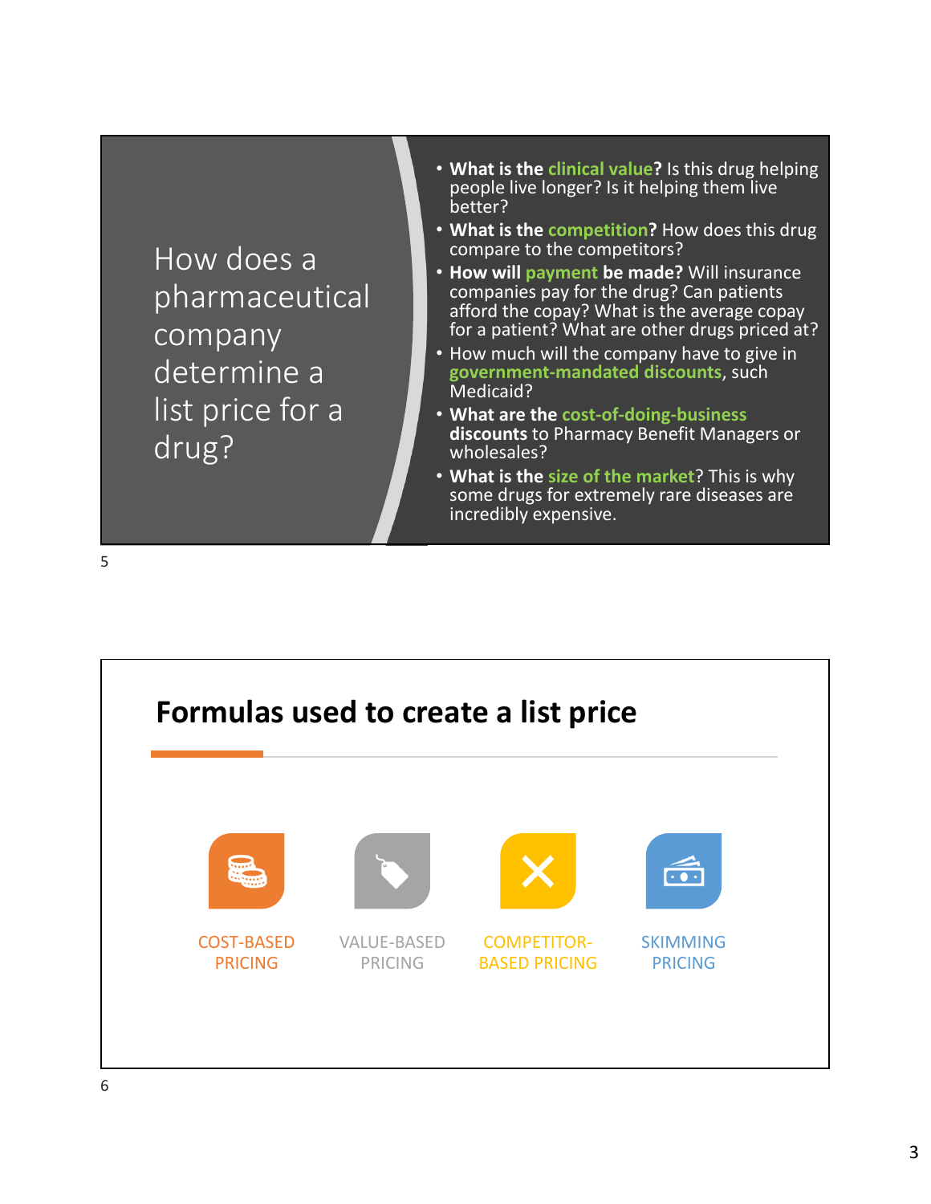## How does a pharmaceutical company determine a list price for a drug?

- **What is the clinical value?** Is this drug helping people live longer? Is it helping them live better?
- **What is the competition?** How does this drug compare to the competitors?
- **How will payment be made?** Will insurance companies pay for the drug? Can patients afford the copay? What is the average copay for a patient? What are other drugs priced at?
- How much will the company have to give in **government-mandated discounts**, such Medicaid?
- **What are the cost-of-doing-business discounts** to Pharmacy Benefit Managers or wholesales?
- **What is the size of the market**? This is why some drugs for extremely rare diseases are incredibly expensive.

## Formulas used to create a list price

- COST-BASED PRICING
- VALUE-BASED PRICING
- COMPETITOR-BASED PRICING
- SKIMMING PRICING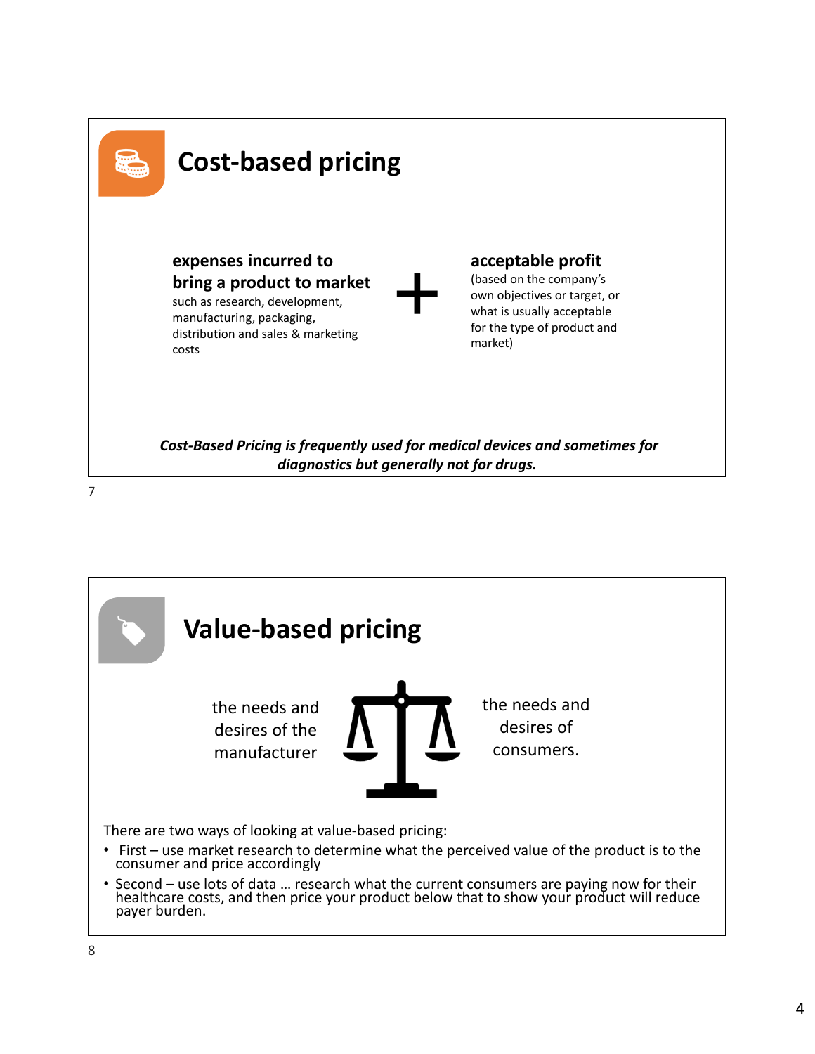## Cost-based pricing

**expenses incurred to bring a product to market**
such as research, development, manufacturing, packaging, distribution and sales & marketing costs

+

**acceptable profit**
(based on the company's own objectives or target, or what is usually acceptable for the type of product and market)

***Cost-Based Pricing is frequently used for medical devices and sometimes for diagnostics but generally not for drugs.***

## Value-based pricing

the needs and desires of the manufacturer ⚖ the needs and desires of consumers.

There are two ways of looking at value-based pricing:

- First – use market research to determine what the perceived value of the product is to the consumer and price accordingly
- Second – use lots of data … research what the current consumers are paying now for their healthcare costs, and then price your product below that to show your product will reduce payer burden.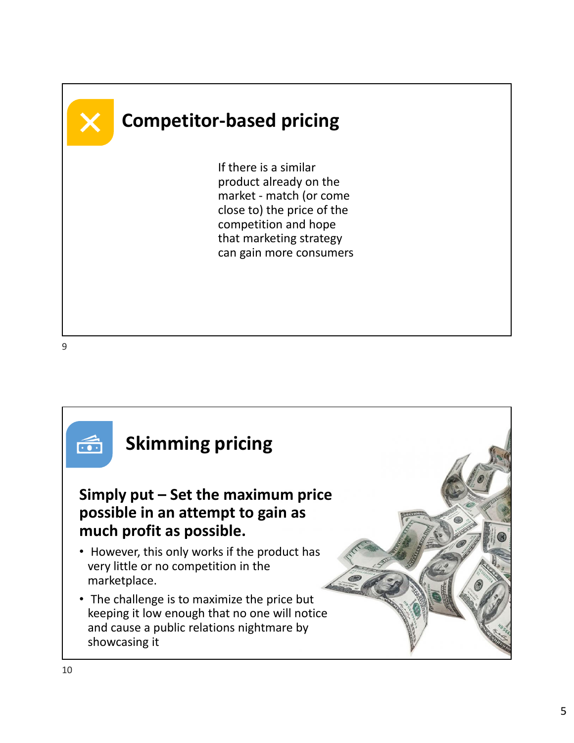## Competitor-based pricing

If there is a similar product already on the market - match (or come close to) the price of the competition and hope that marketing strategy can gain more consumers

## Skimming pricing

**Simply put – Set the maximum price possible in an attempt to gain as much profit as possible.**

- However, this only works if the product has very little or no competition in the marketplace.
- The challenge is to maximize the price but keeping it low enough that no one will notice and cause a public relations nightmare by showcasing it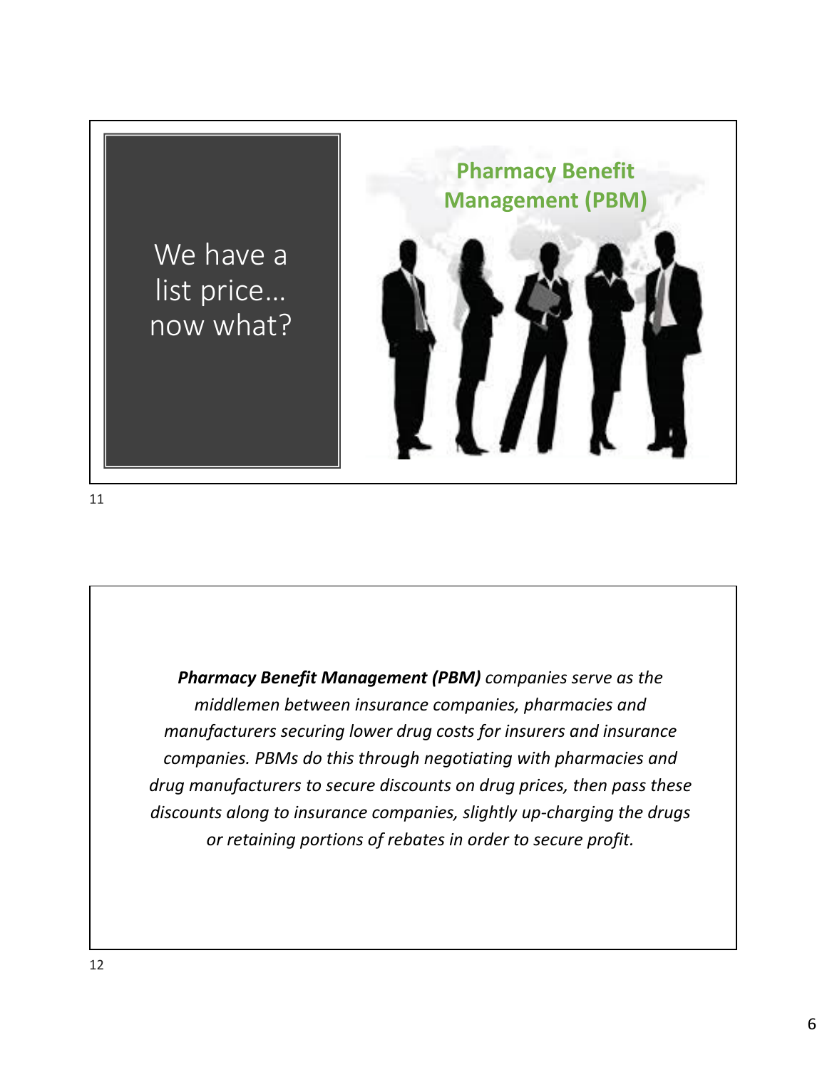We have a list price… now what?

## Pharmacy Benefit Management (PBM)

***Pharmacy Benefit Management (PBM)*** *companies serve as the middlemen between insurance companies, pharmacies and manufacturers securing lower drug costs for insurers and insurance companies. PBMs do this through negotiating with pharmacies and drug manufacturers to secure discounts on drug prices, then pass these discounts along to insurance companies, slightly up-charging the drugs or retaining portions of rebates in order to secure profit.*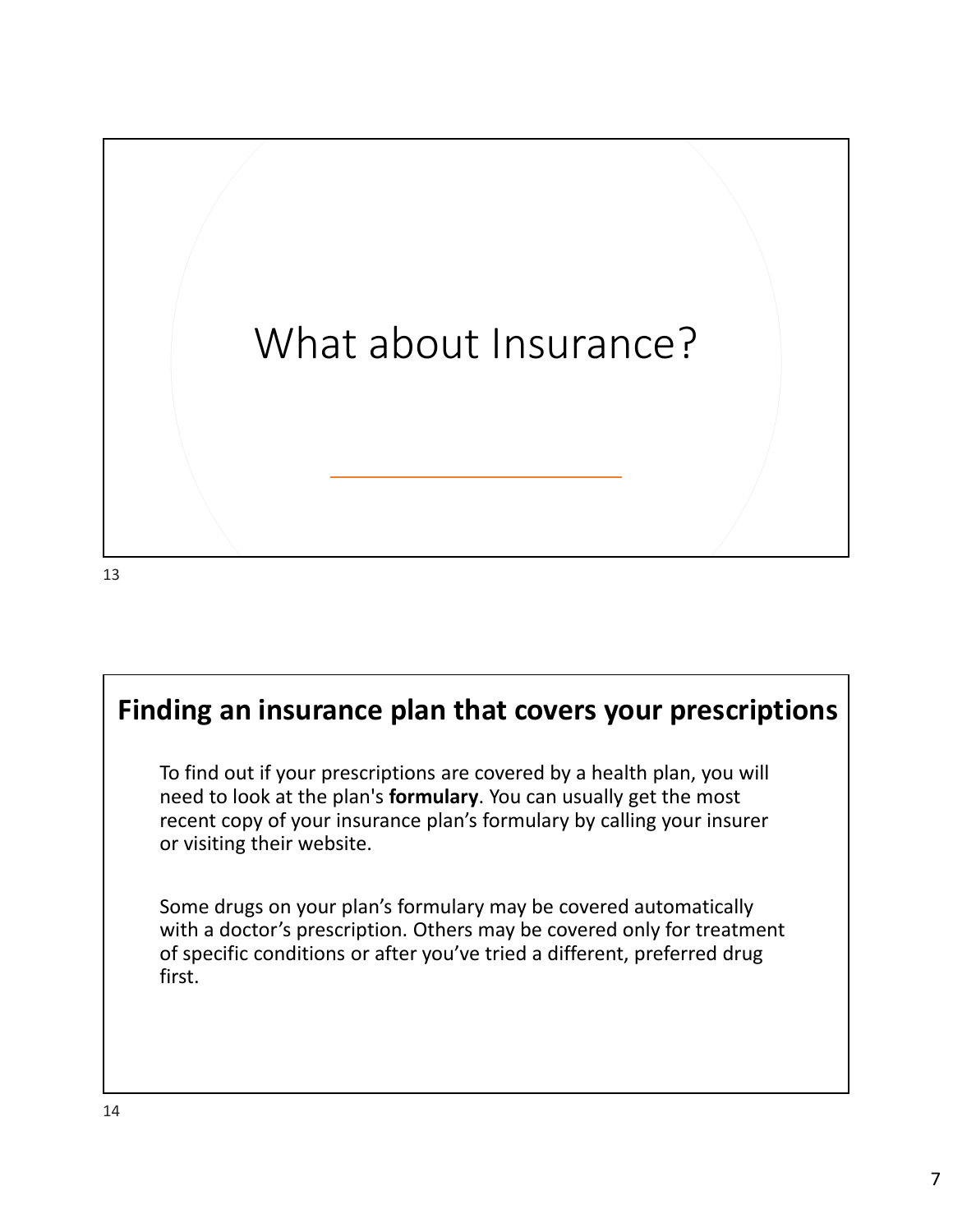# What about Insurance?

## Finding an insurance plan that covers your prescriptions

To find out if your prescriptions are covered by a health plan, you will need to look at the plan's **formulary**. You can usually get the most recent copy of your insurance plan's formulary by calling your insurer or visiting their website.

Some drugs on your plan's formulary may be covered automatically with a doctor's prescription. Others may be covered only for treatment of specific conditions or after you've tried a different, preferred drug first.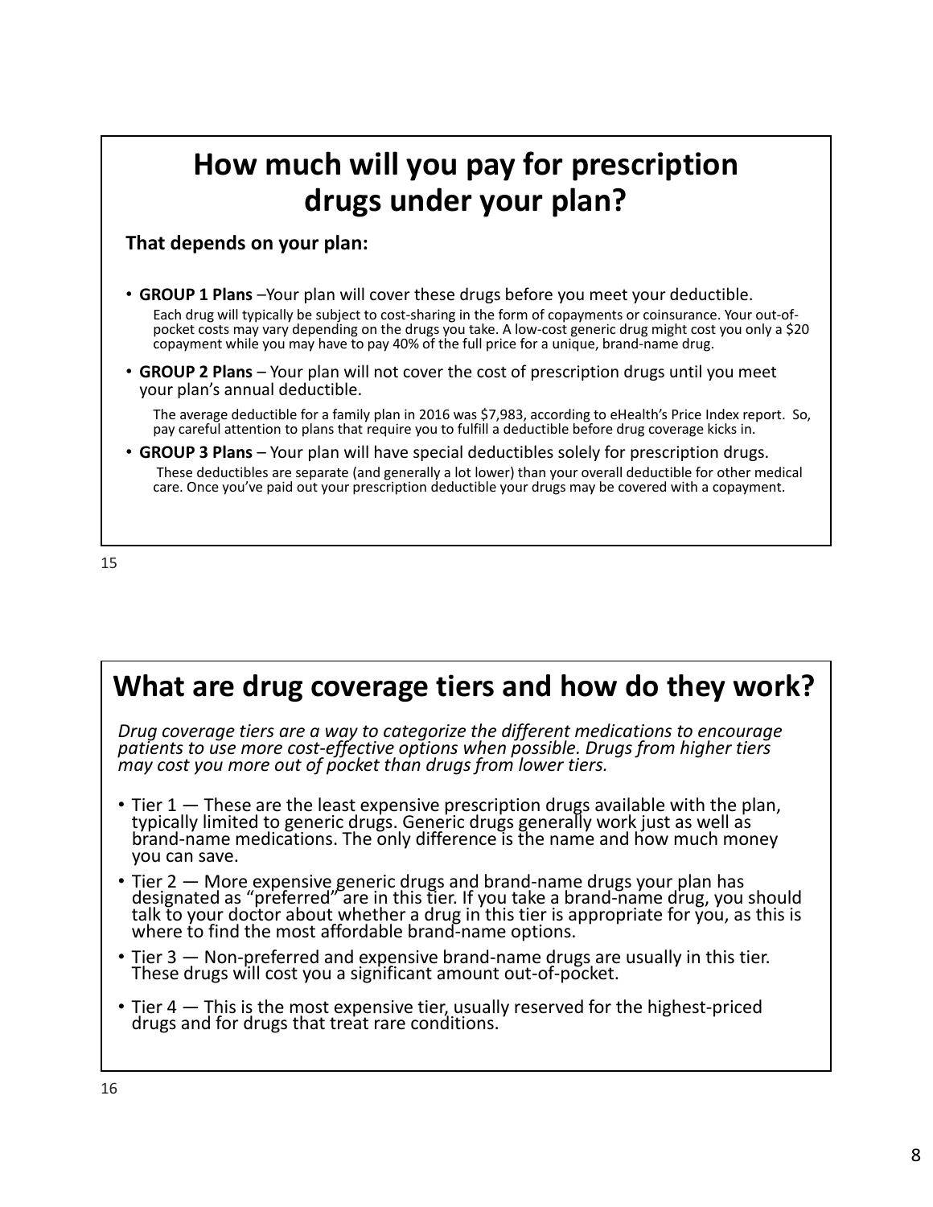## How much will you pay for prescription drugs under your plan?

**That depends on your plan:**

- **GROUP 1 Plans** –Your plan will cover these drugs before you meet your deductible.
  Each drug will typically be subject to cost-sharing in the form of copayments or coinsurance. Your out-of-pocket costs may vary depending on the drugs you take. A low-cost generic drug might cost you only a $20 copayment while you may have to pay 40% of the full price for a unique, brand-name drug.
- **GROUP 2 Plans** – Your plan will not cover the cost of prescription drugs until you meet your plan's annual deductible.
  The average deductible for a family plan in 2016 was $7,983, according to eHealth's Price Index report. So, pay careful attention to plans that require you to fulfill a deductible before drug coverage kicks in.
- **GROUP 3 Plans** – Your plan will have special deductibles solely for prescription drugs.
  These deductibles are separate (and generally a lot lower) than your overall deductible for other medical care. Once you've paid out your prescription deductible your drugs may be covered with a copayment.

## What are drug coverage tiers and how do they work?

*Drug coverage tiers are a way to categorize the different medications to encourage patients to use more cost-effective options when possible. Drugs from higher tiers may cost you more out of pocket than drugs from lower tiers.*

- Tier 1 — These are the least expensive prescription drugs available with the plan, typically limited to generic drugs. Generic drugs generally work just as well as brand-name medications. The only difference is the name and how much money you can save.
- Tier 2 — More expensive generic drugs and brand-name drugs your plan has designated as "preferred" are in this tier. If you take a brand-name drug, you should talk to your doctor about whether a drug in this tier is appropriate for you, as this is where to find the most affordable brand-name options.
- Tier 3 — Non-preferred and expensive brand-name drugs are usually in this tier. These drugs will cost you a significant amount out-of-pocket.
- Tier 4 — This is the most expensive tier, usually reserved for the highest-priced drugs and for drugs that treat rare conditions.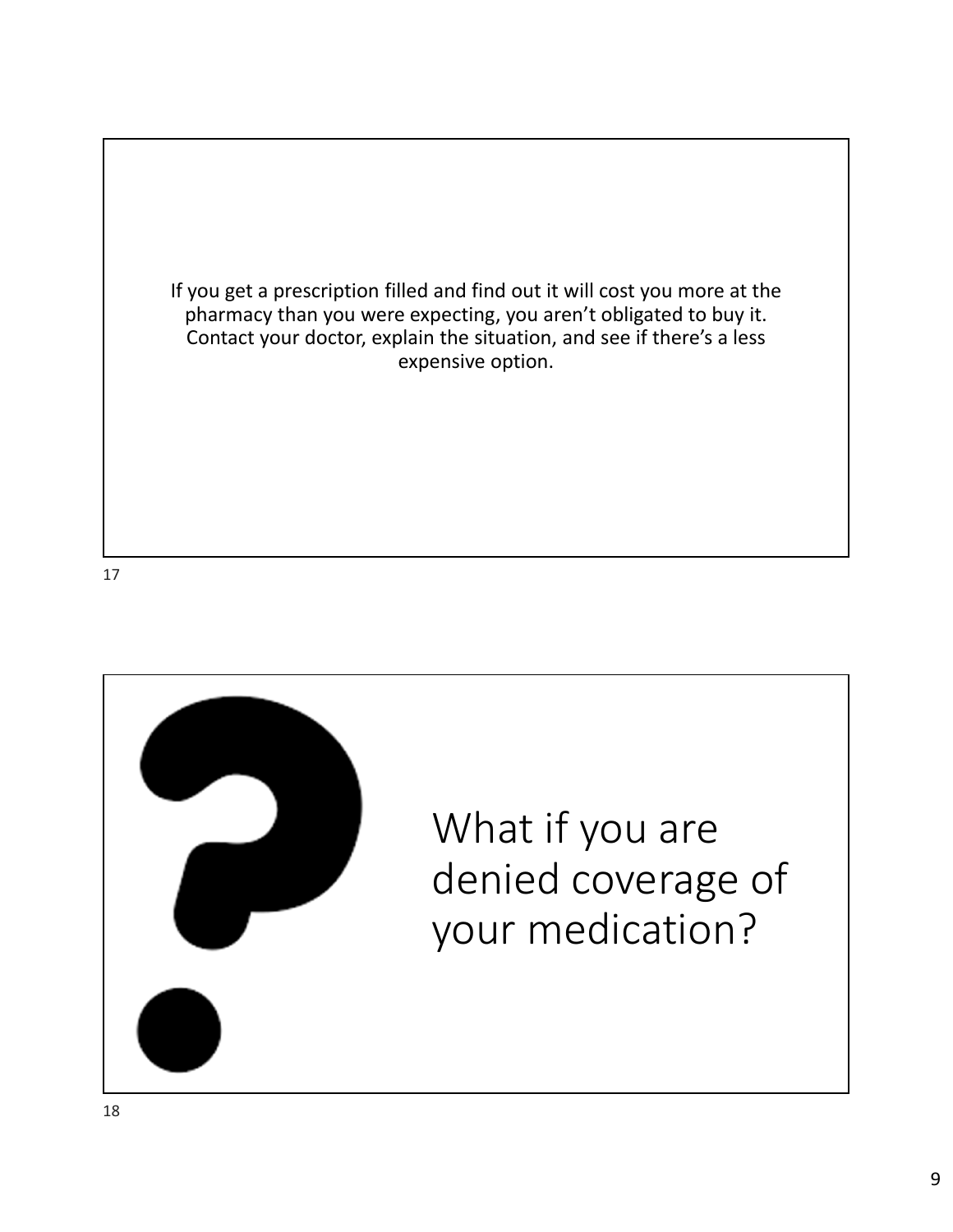If you get a prescription filled and find out it will cost you more at the pharmacy than you were expecting, you aren't obligated to buy it. Contact your doctor, explain the situation, and see if there's a less expensive option.

## What if you are denied coverage of your medication?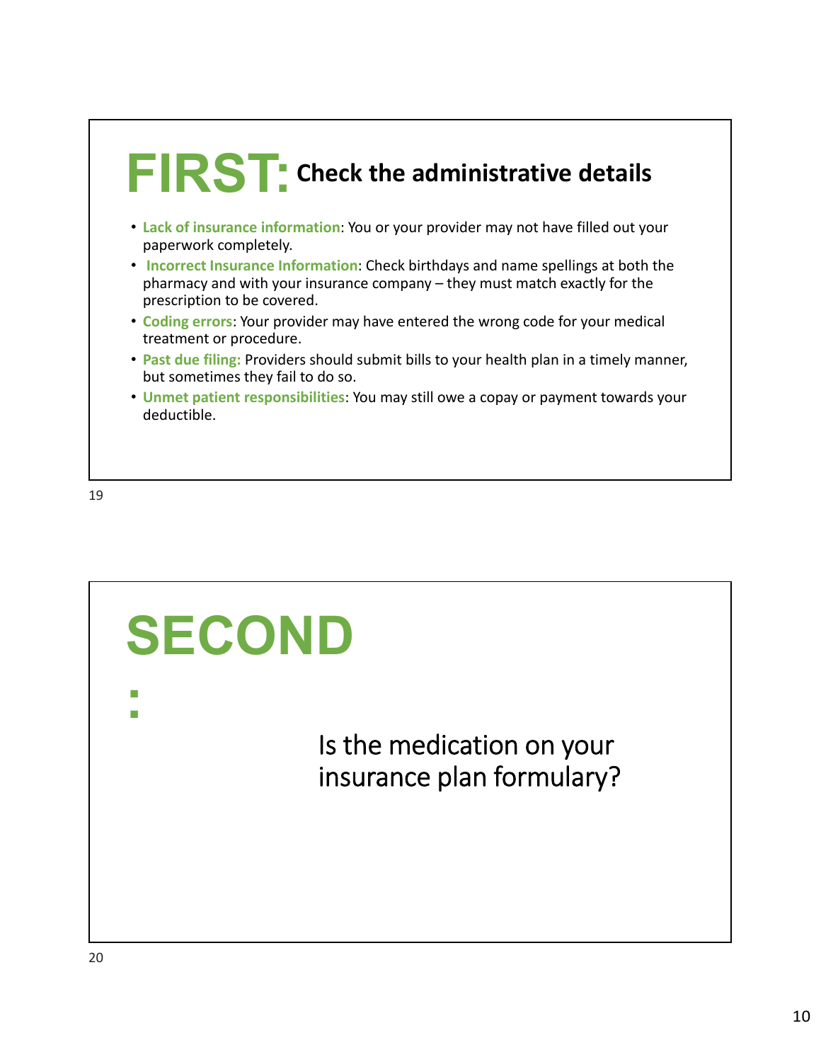# FIRST: Check the administrative details

- **Lack of insurance information**: You or your provider may not have filled out your paperwork completely.
- **Incorrect Insurance Information**: Check birthdays and name spellings at both the pharmacy and with your insurance company – they must match exactly for the prescription to be covered.
- **Coding errors**: Your provider may have entered the wrong code for your medical treatment or procedure.
- **Past due filing:** Providers should submit bills to your health plan in a timely manner, but sometimes they fail to do so.
- **Unmet patient responsibilities**: You may still owe a copay or payment towards your deductible.

# SECOND:

Is the medication on your insurance plan formulary?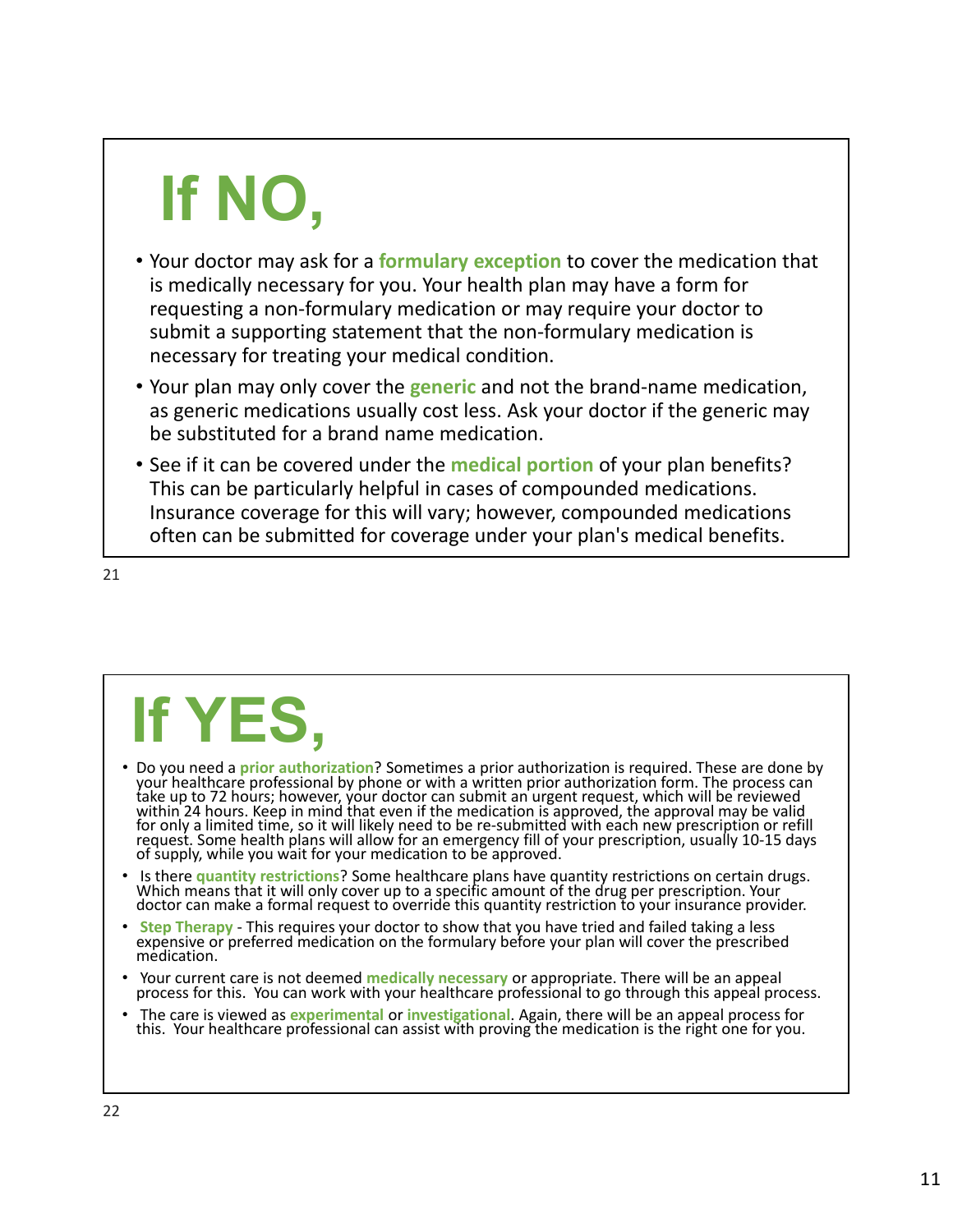# If NO,

- Your doctor may ask for a **formulary exception** to cover the medication that is medically necessary for you. Your health plan may have a form for requesting a non-formulary medication or may require your doctor to submit a supporting statement that the non-formulary medication is necessary for treating your medical condition.
- Your plan may only cover the **generic** and not the brand-name medication, as generic medications usually cost less. Ask your doctor if the generic may be substituted for a brand name medication.
- See if it can be covered under the **medical portion** of your plan benefits? This can be particularly helpful in cases of compounded medications. Insurance coverage for this will vary; however, compounded medications often can be submitted for coverage under your plan's medical benefits.

# If YES,

- Do you need a **prior authorization**? Sometimes a prior authorization is required. These are done by your healthcare professional by phone or with a written prior authorization form. The process can take up to 72 hours; however, your doctor can submit an urgent request, which will be reviewed within 24 hours. Keep in mind that even if the medication is approved, the approval may be valid for only a limited time, so it will likely need to be re-submitted with each new prescription or refill request. Some health plans will allow for an emergency fill of your prescription, usually 10-15 days of supply, while you wait for your medication to be approved.
- Is there **quantity restrictions**? Some healthcare plans have quantity restrictions on certain drugs. Which means that it will only cover up to a specific amount of the drug per prescription. Your doctor can make a formal request to override this quantity restriction to your insurance provider.
- **Step Therapy** - This requires your doctor to show that you have tried and failed taking a less expensive or preferred medication on the formulary before your plan will cover the prescribed medication.
- Your current care is not deemed **medically necessary** or appropriate. There will be an appeal process for this. You can work with your healthcare professional to go through this appeal process.
- The care is viewed as **experimental** or **investigational**. Again, there will be an appeal process for this. Your healthcare professional can assist with proving the medication is the right one for you.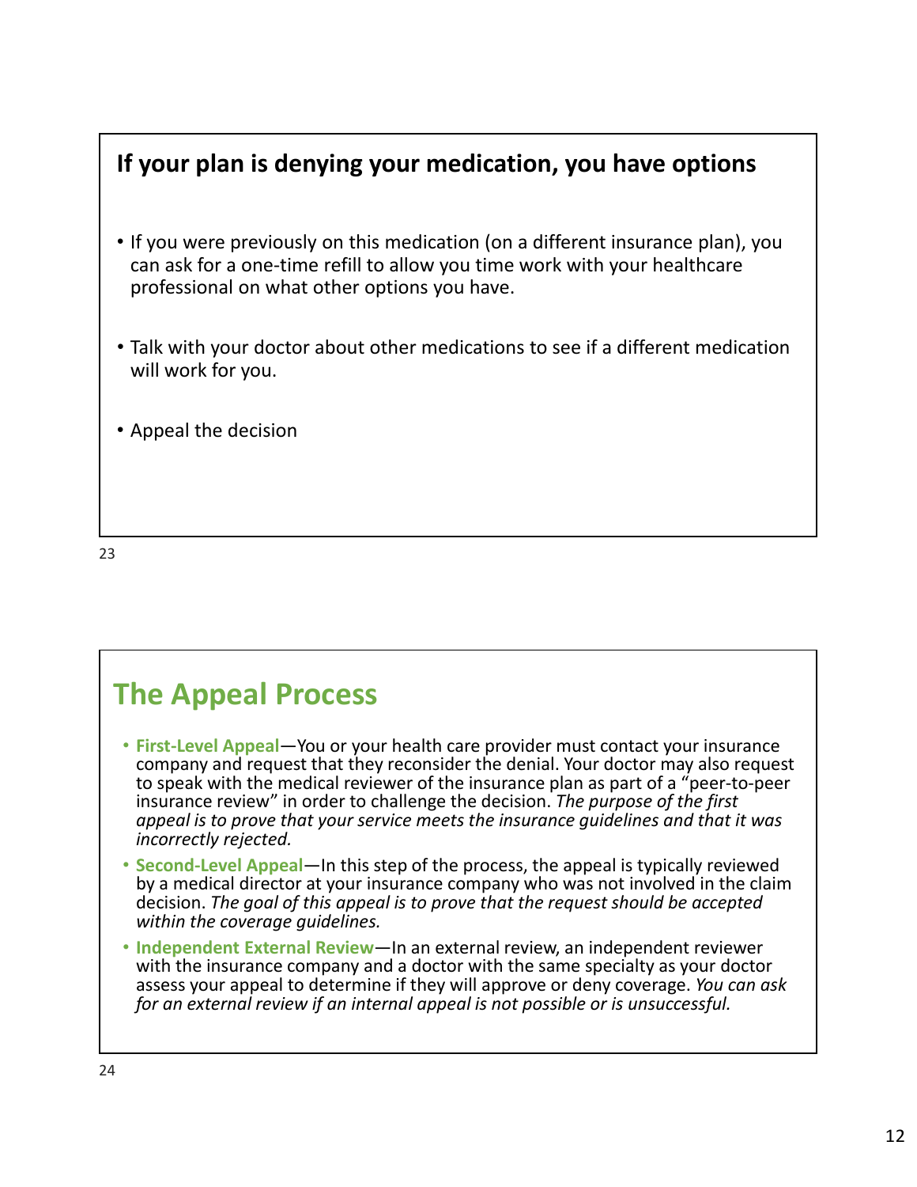## If your plan is denying your medication, you have options

- If you were previously on this medication (on a different insurance plan), you can ask for a one-time refill to allow you time work with your healthcare professional on what other options you have.
- Talk with your doctor about other medications to see if a different medication will work for you.
- Appeal the decision

## The Appeal Process

- **First-Level Appeal**—You or your health care provider must contact your insurance company and request that they reconsider the denial. Your doctor may also request to speak with the medical reviewer of the insurance plan as part of a "peer-to-peer insurance review" in order to challenge the decision. *The purpose of the first appeal is to prove that your service meets the insurance guidelines and that it was incorrectly rejected.*
- **Second-Level Appeal**—In this step of the process, the appeal is typically reviewed by a medical director at your insurance company who was not involved in the claim decision. *The goal of this appeal is to prove that the request should be accepted within the coverage guidelines.*
- **Independent External Review**—In an external review, an independent reviewer with the insurance company and a doctor with the same specialty as your doctor assess your appeal to determine if they will approve or deny coverage. *You can ask for an external review if an internal appeal is not possible or is unsuccessful.*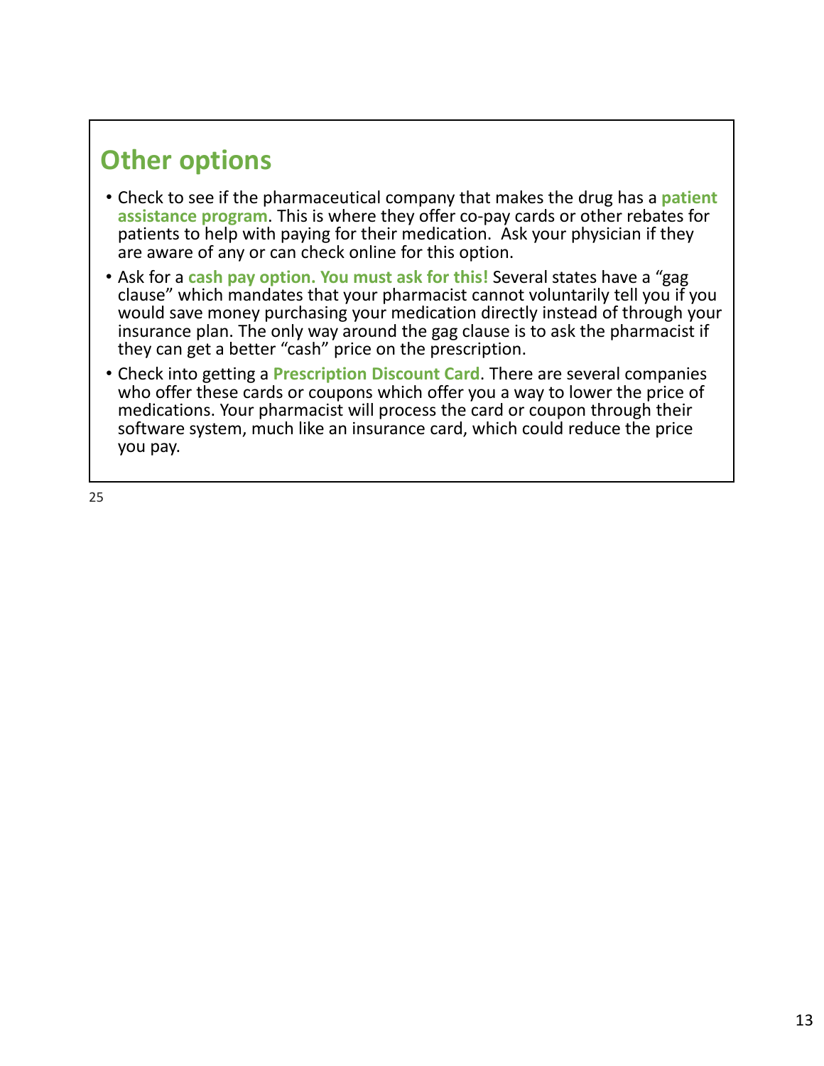## Other options

- Check to see if the pharmaceutical company that makes the drug has a **patient assistance program**. This is where they offer co-pay cards or other rebates for patients to help with paying for their medication. Ask your physician if they are aware of any or can check online for this option.
- Ask for a **cash pay option. You must ask for this!** Several states have a "gag clause" which mandates that your pharmacist cannot voluntarily tell you if you would save money purchasing your medication directly instead of through your insurance plan. The only way around the gag clause is to ask the pharmacist if they can get a better "cash" price on the prescription.
- Check into getting a **Prescription Discount Card**. There are several companies who offer these cards or coupons which offer you a way to lower the price of medications. Your pharmacist will process the card or coupon through their software system, much like an insurance card, which could reduce the price you pay.